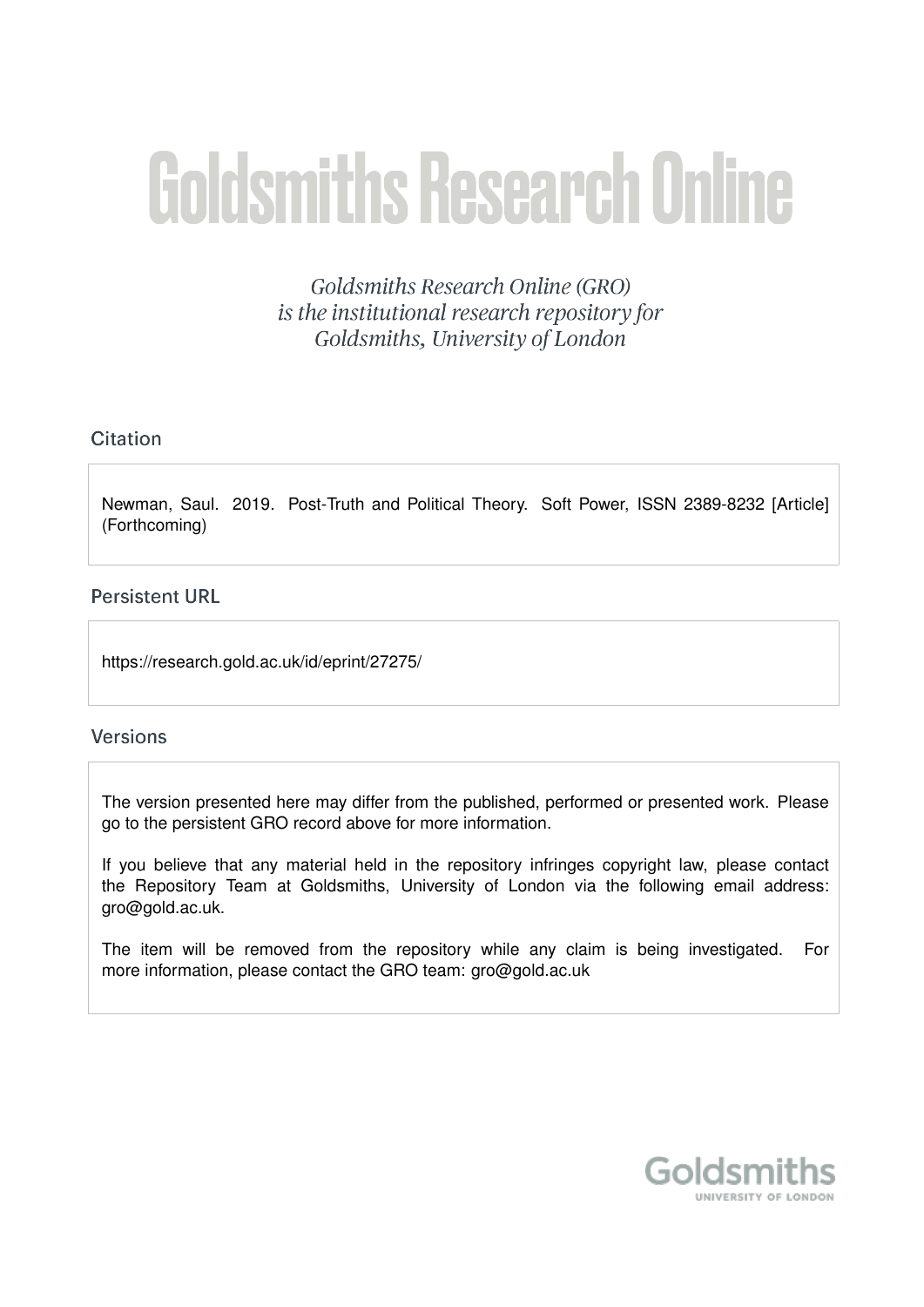# Goldsmiths Research Online

*Goldsmiths Research Online (GRO) is the institutional research repository for Goldsmiths, University of London*

## Citation

Newman, Saul. 2019. Post-Truth and Political Theory. Soft Power, ISSN 2389-8232 [Article] (Forthcoming)

## Persistent URL

https://research.gold.ac.uk/id/eprint/27275/

## Versions

The version presented here may differ from the published, performed or presented work. Please go to the persistent GRO record above for more information.

If you believe that any material held in the repository infringes copyright law, please contact the Repository Team at Goldsmiths, University of London via the following email address: gro@gold.ac.uk.

The item will be removed from the repository while any claim is being investigated. For more information, please contact the GRO team: gro@gold.ac.uk

Goldsmiths
UNIVERSITY OF LONDON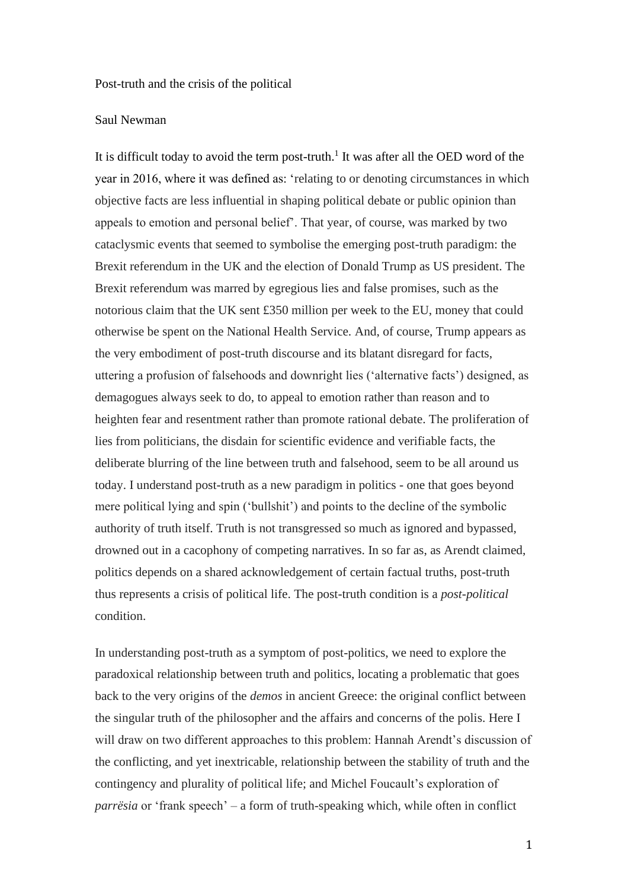Post-truth and the crisis of the political

Saul Newman

It is difficult today to avoid the term post-truth.[1] It was after all the OED word of the year in 2016, where it was defined as: 'relating to or denoting circumstances in which objective facts are less influential in shaping political debate or public opinion than appeals to emotion and personal belief'. That year, of course, was marked by two cataclysmic events that seemed to symbolise the emerging post-truth paradigm: the Brexit referendum in the UK and the election of Donald Trump as US president. The Brexit referendum was marred by egregious lies and false promises, such as the notorious claim that the UK sent £350 million per week to the EU, money that could otherwise be spent on the National Health Service. And, of course, Trump appears as the very embodiment of post-truth discourse and its blatant disregard for facts, uttering a profusion of falsehoods and downright lies ('alternative facts') designed, as demagogues always seek to do, to appeal to emotion rather than reason and to heighten fear and resentment rather than promote rational debate. The proliferation of lies from politicians, the disdain for scientific evidence and verifiable facts, the deliberate blurring of the line between truth and falsehood, seem to be all around us today. I understand post-truth as a new paradigm in politics - one that goes beyond mere political lying and spin ('bullshit') and points to the decline of the symbolic authority of truth itself. Truth is not transgressed so much as ignored and bypassed, drowned out in a cacophony of competing narratives. In so far as, as Arendt claimed, politics depends on a shared acknowledgement of certain factual truths, post-truth thus represents a crisis of political life. The post-truth condition is a *post-political* condition.

In understanding post-truth as a symptom of post-politics, we need to explore the paradoxical relationship between truth and politics, locating a problematic that goes back to the very origins of the *demos* in ancient Greece: the original conflict between the singular truth of the philosopher and the affairs and concerns of the polis. Here I will draw on two different approaches to this problem: Hannah Arendt's discussion of the conflicting, and yet inextricable, relationship between the stability of truth and the contingency and plurality of political life; and Michel Foucault's exploration of *parrësia* or 'frank speech' – a form of truth-speaking which, while often in conflict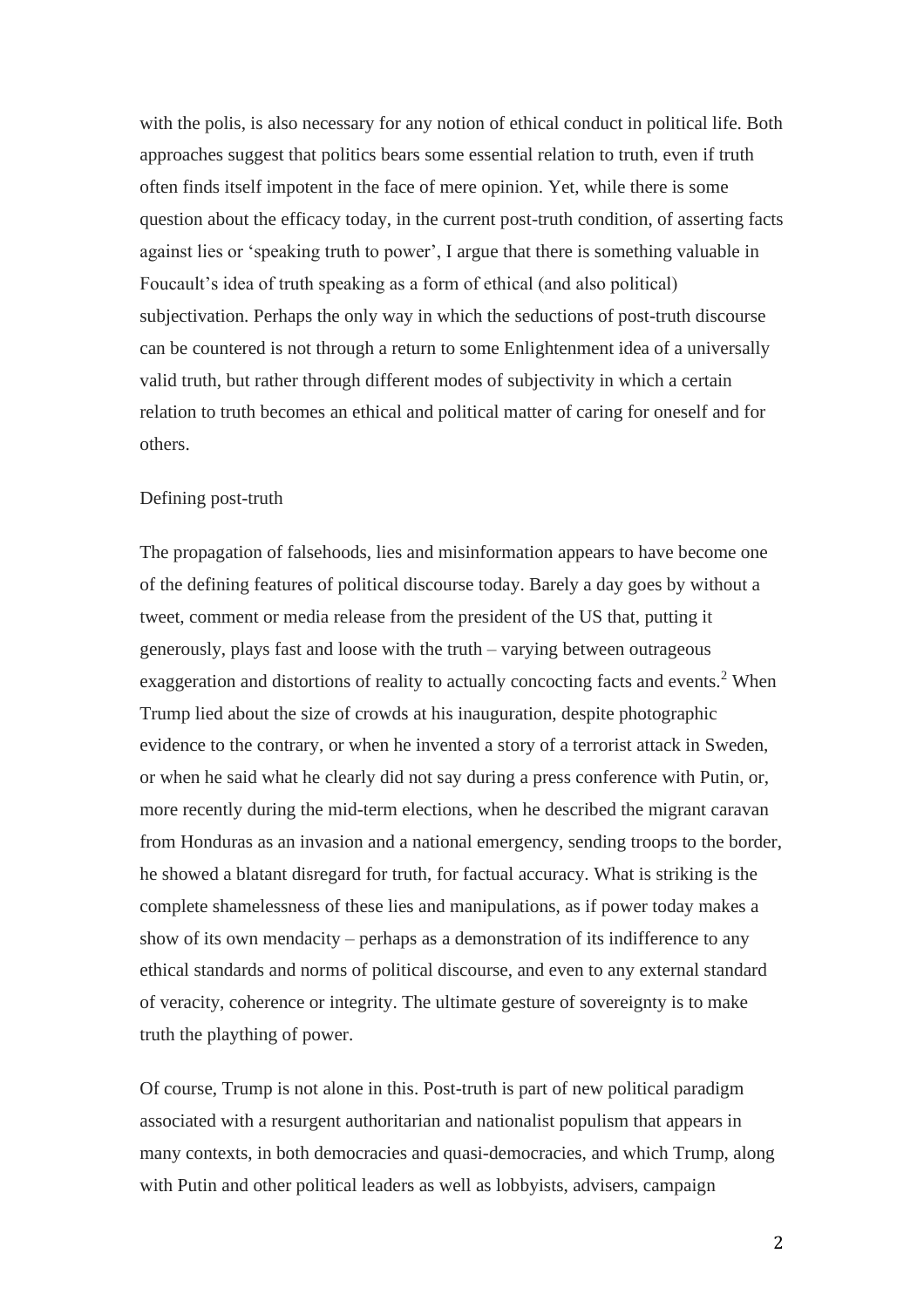with the polis, is also necessary for any notion of ethical conduct in political life. Both approaches suggest that politics bears some essential relation to truth, even if truth often finds itself impotent in the face of mere opinion. Yet, while there is some question about the efficacy today, in the current post-truth condition, of asserting facts against lies or 'speaking truth to power', I argue that there is something valuable in Foucault's idea of truth speaking as a form of ethical (and also political) subjectivation. Perhaps the only way in which the seductions of post-truth discourse can be countered is not through a return to some Enlightenment idea of a universally valid truth, but rather through different modes of subjectivity in which a certain relation to truth becomes an ethical and political matter of caring for oneself and for others.

## Defining post-truth

The propagation of falsehoods, lies and misinformation appears to have become one of the defining features of political discourse today. Barely a day goes by without a tweet, comment or media release from the president of the US that, putting it generously, plays fast and loose with the truth – varying between outrageous exaggeration and distortions of reality to actually concocting facts and events.[2] When Trump lied about the size of crowds at his inauguration, despite photographic evidence to the contrary, or when he invented a story of a terrorist attack in Sweden, or when he said what he clearly did not say during a press conference with Putin, or, more recently during the mid-term elections, when he described the migrant caravan from Honduras as an invasion and a national emergency, sending troops to the border, he showed a blatant disregard for truth, for factual accuracy. What is striking is the complete shamelessness of these lies and manipulations, as if power today makes a show of its own mendacity – perhaps as a demonstration of its indifference to any ethical standards and norms of political discourse, and even to any external standard of veracity, coherence or integrity. The ultimate gesture of sovereignty is to make truth the plaything of power.

Of course, Trump is not alone in this. Post-truth is part of new political paradigm associated with a resurgent authoritarian and nationalist populism that appears in many contexts, in both democracies and quasi-democracies, and which Trump, along with Putin and other political leaders as well as lobbyists, advisers, campaign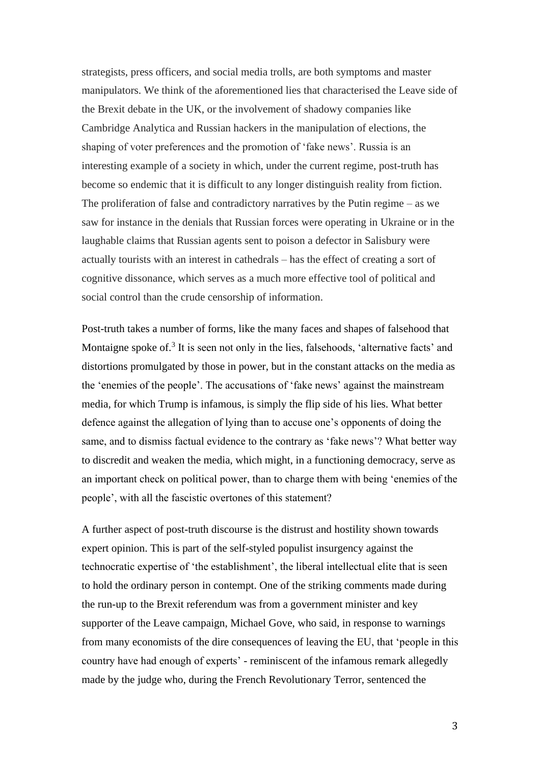strategists, press officers, and social media trolls, are both symptoms and master manipulators. We think of the aforementioned lies that characterised the Leave side of the Brexit debate in the UK, or the involvement of shadowy companies like Cambridge Analytica and Russian hackers in the manipulation of elections, the shaping of voter preferences and the promotion of 'fake news'. Russia is an interesting example of a society in which, under the current regime, post-truth has become so endemic that it is difficult to any longer distinguish reality from fiction. The proliferation of false and contradictory narratives by the Putin regime – as we saw for instance in the denials that Russian forces were operating in Ukraine or in the laughable claims that Russian agents sent to poison a defector in Salisbury were actually tourists with an interest in cathedrals – has the effect of creating a sort of cognitive dissonance, which serves as a much more effective tool of political and social control than the crude censorship of information.

Post-truth takes a number of forms, like the many faces and shapes of falsehood that Montaigne spoke of.[3] It is seen not only in the lies, falsehoods, 'alternative facts' and distortions promulgated by those in power, but in the constant attacks on the media as the 'enemies of the people'. The accusations of 'fake news' against the mainstream media, for which Trump is infamous, is simply the flip side of his lies. What better defence against the allegation of lying than to accuse one's opponents of doing the same, and to dismiss factual evidence to the contrary as 'fake news'? What better way to discredit and weaken the media, which might, in a functioning democracy, serve as an important check on political power, than to charge them with being 'enemies of the people', with all the fascistic overtones of this statement?

A further aspect of post-truth discourse is the distrust and hostility shown towards expert opinion. This is part of the self-styled populist insurgency against the technocratic expertise of 'the establishment', the liberal intellectual elite that is seen to hold the ordinary person in contempt. One of the striking comments made during the run-up to the Brexit referendum was from a government minister and key supporter of the Leave campaign, Michael Gove, who said, in response to warnings from many economists of the dire consequences of leaving the EU, that 'people in this country have had enough of experts' - reminiscent of the infamous remark allegedly made by the judge who, during the French Revolutionary Terror, sentenced the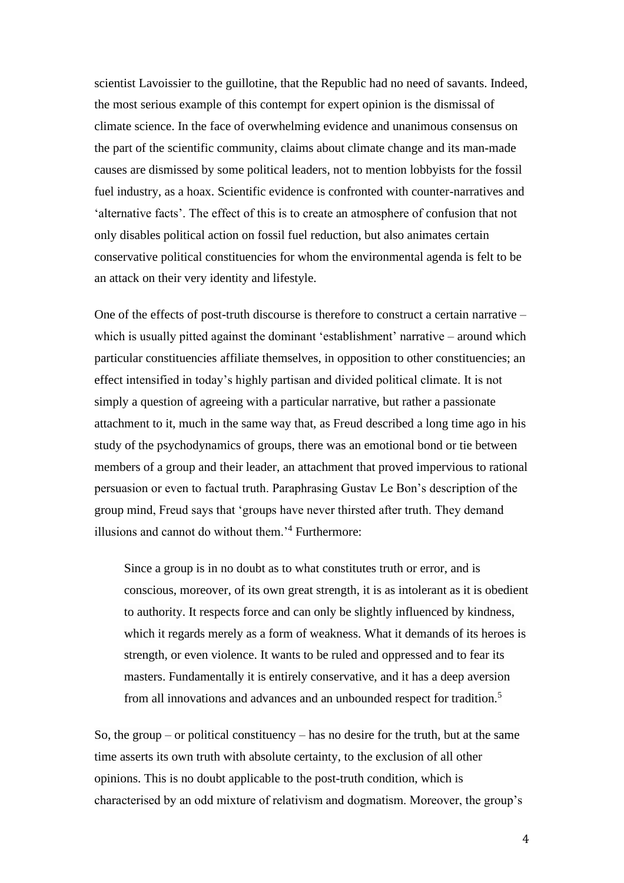scientist Lavoissier to the guillotine, that the Republic had no need of savants. Indeed, the most serious example of this contempt for expert opinion is the dismissal of climate science. In the face of overwhelming evidence and unanimous consensus on the part of the scientific community, claims about climate change and its man-made causes are dismissed by some political leaders, not to mention lobbyists for the fossil fuel industry, as a hoax. Scientific evidence is confronted with counter-narratives and 'alternative facts'. The effect of this is to create an atmosphere of confusion that not only disables political action on fossil fuel reduction, but also animates certain conservative political constituencies for whom the environmental agenda is felt to be an attack on their very identity and lifestyle.

One of the effects of post-truth discourse is therefore to construct a certain narrative – which is usually pitted against the dominant 'establishment' narrative – around which particular constituencies affiliate themselves, in opposition to other constituencies; an effect intensified in today's highly partisan and divided political climate. It is not simply a question of agreeing with a particular narrative, but rather a passionate attachment to it, much in the same way that, as Freud described a long time ago in his study of the psychodynamics of groups, there was an emotional bond or tie between members of a group and their leader, an attachment that proved impervious to rational persuasion or even to factual truth. Paraphrasing Gustav Le Bon's description of the group mind, Freud says that 'groups have never thirsted after truth. They demand illusions and cannot do without them.'[4] Furthermore:

> Since a group is in no doubt as to what constitutes truth or error, and is conscious, moreover, of its own great strength, it is as intolerant as it is obedient to authority. It respects force and can only be slightly influenced by kindness, which it regards merely as a form of weakness. What it demands of its heroes is strength, or even violence. It wants to be ruled and oppressed and to fear its masters. Fundamentally it is entirely conservative, and it has a deep aversion from all innovations and advances and an unbounded respect for tradition.[5]

So, the group – or political constituency – has no desire for the truth, but at the same time asserts its own truth with absolute certainty, to the exclusion of all other opinions. This is no doubt applicable to the post-truth condition, which is characterised by an odd mixture of relativism and dogmatism. Moreover, the group's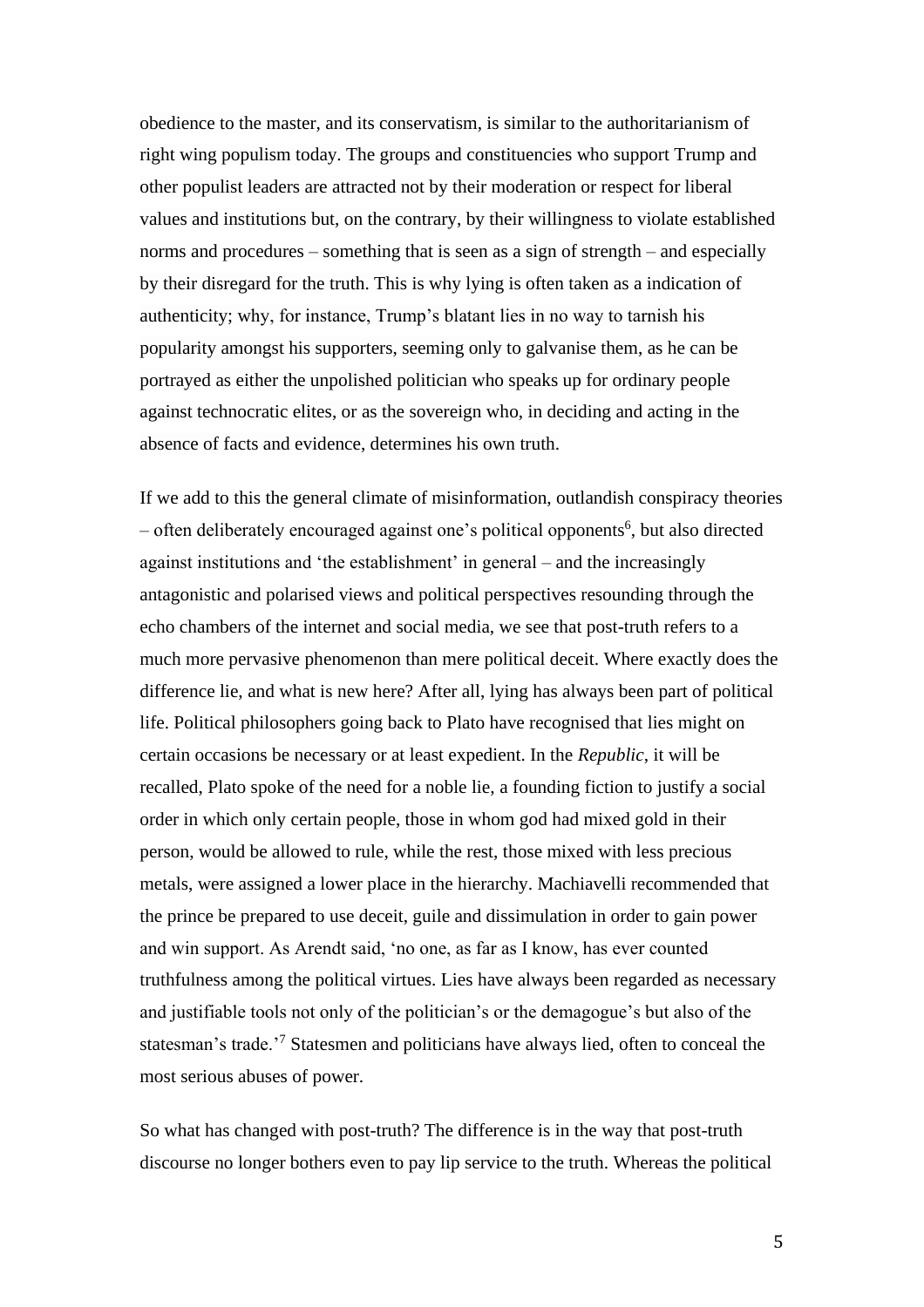obedience to the master, and its conservatism, is similar to the authoritarianism of right wing populism today. The groups and constituencies who support Trump and other populist leaders are attracted not by their moderation or respect for liberal values and institutions but, on the contrary, by their willingness to violate established norms and procedures – something that is seen as a sign of strength – and especially by their disregard for the truth. This is why lying is often taken as a indication of authenticity; why, for instance, Trump's blatant lies in no way to tarnish his popularity amongst his supporters, seeming only to galvanise them, as he can be portrayed as either the unpolished politician who speaks up for ordinary people against technocratic elites, or as the sovereign who, in deciding and acting in the absence of facts and evidence, determines his own truth.

If we add to this the general climate of misinformation, outlandish conspiracy theories – often deliberately encouraged against one's political opponents[6], but also directed against institutions and 'the establishment' in general – and the increasingly antagonistic and polarised views and political perspectives resounding through the echo chambers of the internet and social media, we see that post-truth refers to a much more pervasive phenomenon than mere political deceit. Where exactly does the difference lie, and what is new here? After all, lying has always been part of political life. Political philosophers going back to Plato have recognised that lies might on certain occasions be necessary or at least expedient. In the *Republic*, it will be recalled, Plato spoke of the need for a noble lie, a founding fiction to justify a social order in which only certain people, those in whom god had mixed gold in their person, would be allowed to rule, while the rest, those mixed with less precious metals, were assigned a lower place in the hierarchy. Machiavelli recommended that the prince be prepared to use deceit, guile and dissimulation in order to gain power and win support. As Arendt said, 'no one, as far as I know, has ever counted truthfulness among the political virtues. Lies have always been regarded as necessary and justifiable tools not only of the politician's or the demagogue's but also of the statesman's trade.'[7] Statesmen and politicians have always lied, often to conceal the most serious abuses of power.

So what has changed with post-truth? The difference is in the way that post-truth discourse no longer bothers even to pay lip service to the truth. Whereas the political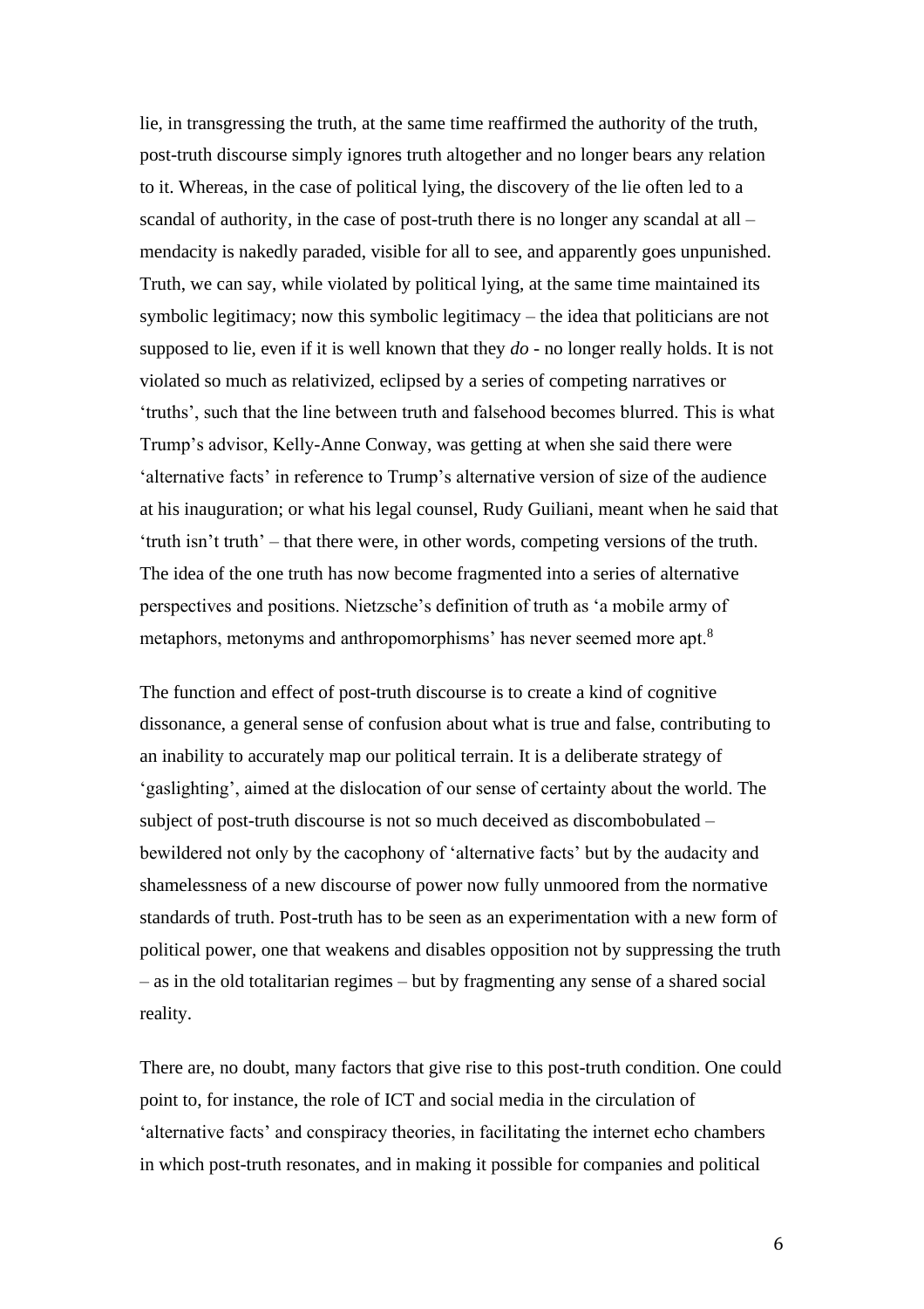lie, in transgressing the truth, at the same time reaffirmed the authority of the truth, post-truth discourse simply ignores truth altogether and no longer bears any relation to it. Whereas, in the case of political lying, the discovery of the lie often led to a scandal of authority, in the case of post-truth there is no longer any scandal at all – mendacity is nakedly paraded, visible for all to see, and apparently goes unpunished. Truth, we can say, while violated by political lying, at the same time maintained its symbolic legitimacy; now this symbolic legitimacy – the idea that politicians are not supposed to lie, even if it is well known that they *do* - no longer really holds. It is not violated so much as relativized, eclipsed by a series of competing narratives or 'truths', such that the line between truth and falsehood becomes blurred. This is what Trump's advisor, Kelly-Anne Conway, was getting at when she said there were 'alternative facts' in reference to Trump's alternative version of size of the audience at his inauguration; or what his legal counsel, Rudy Guiliani, meant when he said that 'truth isn't truth' – that there were, in other words, competing versions of the truth. The idea of the one truth has now become fragmented into a series of alternative perspectives and positions. Nietzsche's definition of truth as 'a mobile army of metaphors, metonyms and anthropomorphisms' has never seemed more apt.[8]

The function and effect of post-truth discourse is to create a kind of cognitive dissonance, a general sense of confusion about what is true and false, contributing to an inability to accurately map our political terrain. It is a deliberate strategy of 'gaslighting', aimed at the dislocation of our sense of certainty about the world. The subject of post-truth discourse is not so much deceived as discombobulated – bewildered not only by the cacophony of 'alternative facts' but by the audacity and shamelessness of a new discourse of power now fully unmoored from the normative standards of truth. Post-truth has to be seen as an experimentation with a new form of political power, one that weakens and disables opposition not by suppressing the truth – as in the old totalitarian regimes – but by fragmenting any sense of a shared social reality.

There are, no doubt, many factors that give rise to this post-truth condition. One could point to, for instance, the role of ICT and social media in the circulation of 'alternative facts' and conspiracy theories, in facilitating the internet echo chambers in which post-truth resonates, and in making it possible for companies and political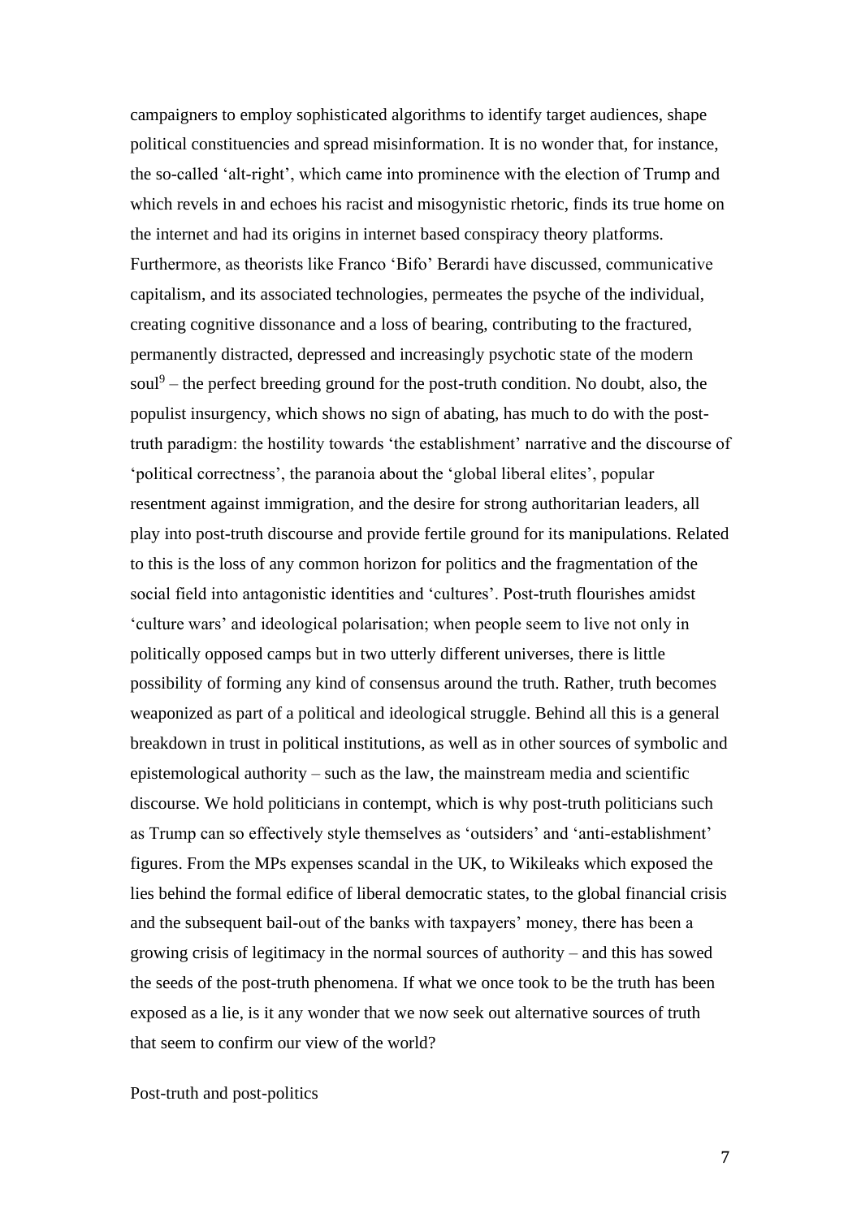campaigners to employ sophisticated algorithms to identify target audiences, shape political constituencies and spread misinformation. It is no wonder that, for instance, the so-called 'alt-right', which came into prominence with the election of Trump and which revels in and echoes his racist and misogynistic rhetoric, finds its true home on the internet and had its origins in internet based conspiracy theory platforms. Furthermore, as theorists like Franco 'Bifo' Berardi have discussed, communicative capitalism, and its associated technologies, permeates the psyche of the individual, creating cognitive dissonance and a loss of bearing, contributing to the fractured, permanently distracted, depressed and increasingly psychotic state of the modern soul[9] – the perfect breeding ground for the post-truth condition. No doubt, also, the populist insurgency, which shows no sign of abating, has much to do with the post-truth paradigm: the hostility towards 'the establishment' narrative and the discourse of 'political correctness', the paranoia about the 'global liberal elites', popular resentment against immigration, and the desire for strong authoritarian leaders, all play into post-truth discourse and provide fertile ground for its manipulations. Related to this is the loss of any common horizon for politics and the fragmentation of the social field into antagonistic identities and 'cultures'. Post-truth flourishes amidst 'culture wars' and ideological polarisation; when people seem to live not only in politically opposed camps but in two utterly different universes, there is little possibility of forming any kind of consensus around the truth. Rather, truth becomes weaponized as part of a political and ideological struggle. Behind all this is a general breakdown in trust in political institutions, as well as in other sources of symbolic and epistemological authority – such as the law, the mainstream media and scientific discourse. We hold politicians in contempt, which is why post-truth politicians such as Trump can so effectively style themselves as 'outsiders' and 'anti-establishment' figures. From the MPs expenses scandal in the UK, to Wikileaks which exposed the lies behind the formal edifice of liberal democratic states, to the global financial crisis and the subsequent bail-out of the banks with taxpayers' money, there has been a growing crisis of legitimacy in the normal sources of authority – and this has sowed the seeds of the post-truth phenomena. If what we once took to be the truth has been exposed as a lie, is it any wonder that we now seek out alternative sources of truth that seem to confirm our view of the world?

## Post-truth and post-politics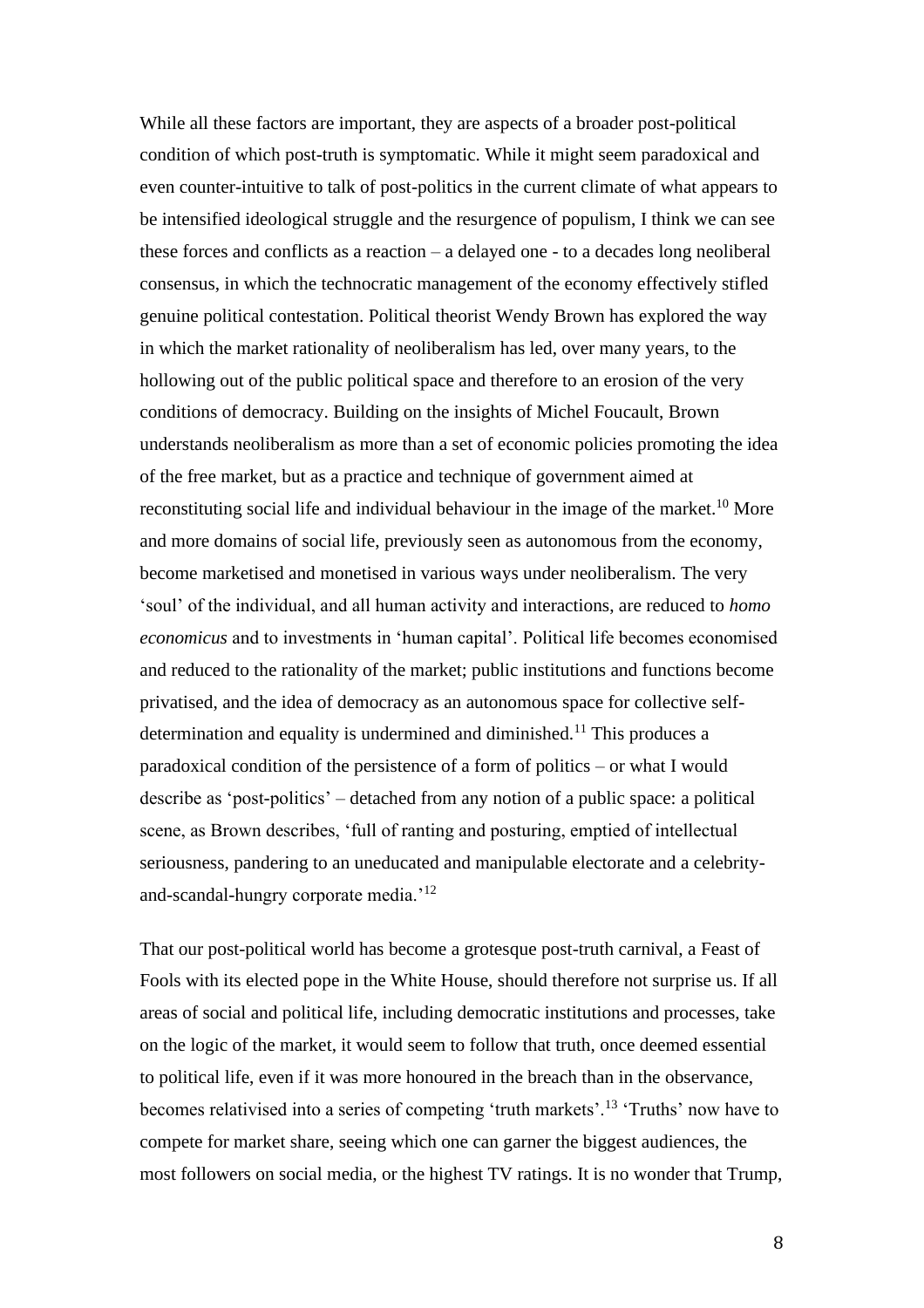While all these factors are important, they are aspects of a broader post-political condition of which post-truth is symptomatic. While it might seem paradoxical and even counter-intuitive to talk of post-politics in the current climate of what appears to be intensified ideological struggle and the resurgence of populism, I think we can see these forces and conflicts as a reaction – a delayed one - to a decades long neoliberal consensus, in which the technocratic management of the economy effectively stifled genuine political contestation. Political theorist Wendy Brown has explored the way in which the market rationality of neoliberalism has led, over many years, to the hollowing out of the public political space and therefore to an erosion of the very conditions of democracy. Building on the insights of Michel Foucault, Brown understands neoliberalism as more than a set of economic policies promoting the idea of the free market, but as a practice and technique of government aimed at reconstituting social life and individual behaviour in the image of the market.[10] More and more domains of social life, previously seen as autonomous from the economy, become marketised and monetised in various ways under neoliberalism. The very 'soul' of the individual, and all human activity and interactions, are reduced to *homo economicus* and to investments in 'human capital'. Political life becomes economised and reduced to the rationality of the market; public institutions and functions become privatised, and the idea of democracy as an autonomous space for collective self-determination and equality is undermined and diminished.[11] This produces a paradoxical condition of the persistence of a form of politics – or what I would describe as 'post-politics' – detached from any notion of a public space: a political scene, as Brown describes, 'full of ranting and posturing, emptied of intellectual seriousness, pandering to an uneducated and manipulable electorate and a celebrity-and-scandal-hungry corporate media.'[12]

That our post-political world has become a grotesque post-truth carnival, a Feast of Fools with its elected pope in the White House, should therefore not surprise us. If all areas of social and political life, including democratic institutions and processes, take on the logic of the market, it would seem to follow that truth, once deemed essential to political life, even if it was more honoured in the breach than in the observance, becomes relativised into a series of competing 'truth markets'.[13] 'Truths' now have to compete for market share, seeing which one can garner the biggest audiences, the most followers on social media, or the highest TV ratings. It is no wonder that Trump,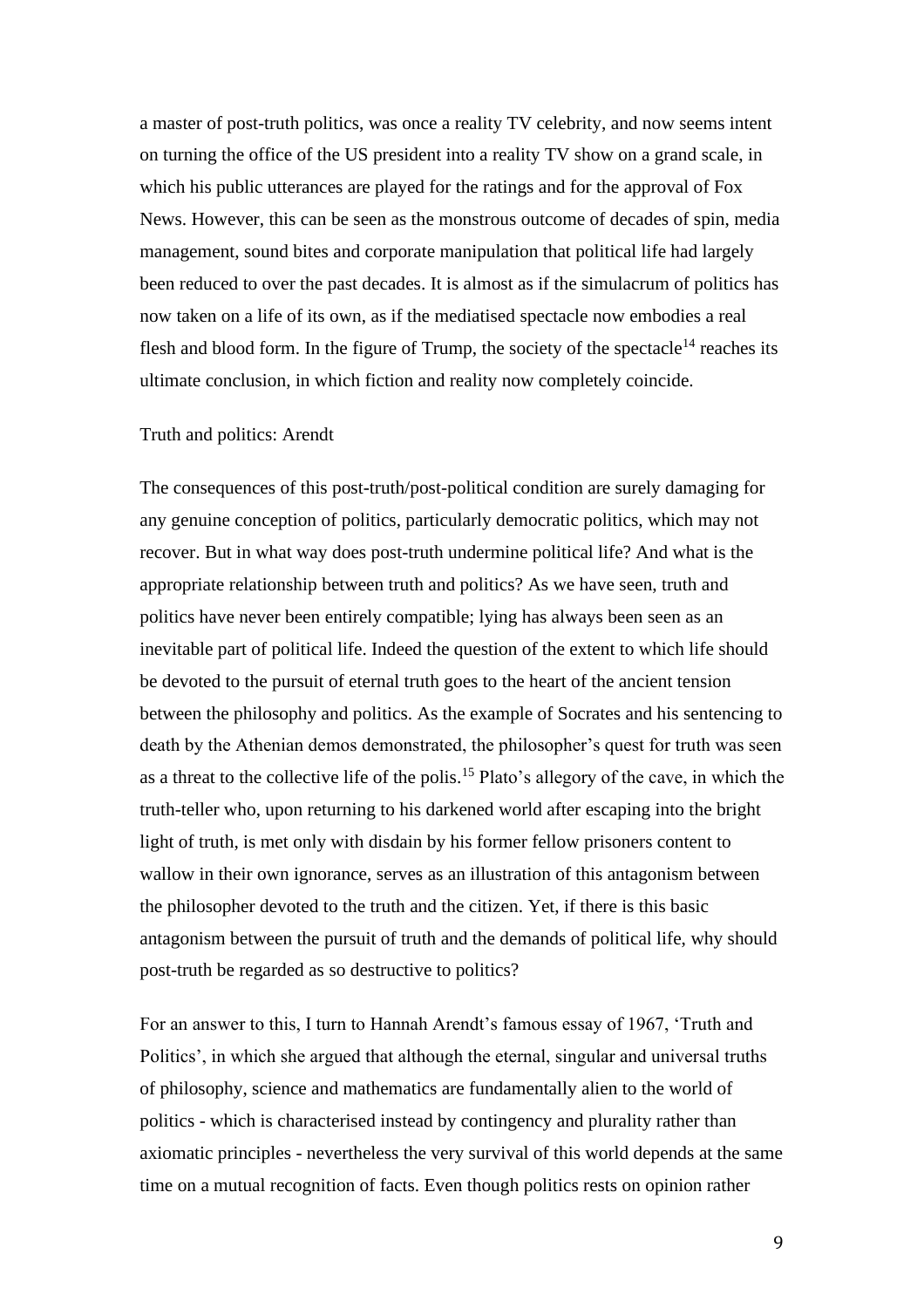a master of post-truth politics, was once a reality TV celebrity, and now seems intent on turning the office of the US president into a reality TV show on a grand scale, in which his public utterances are played for the ratings and for the approval of Fox News. However, this can be seen as the monstrous outcome of decades of spin, media management, sound bites and corporate manipulation that political life had largely been reduced to over the past decades. It is almost as if the simulacrum of politics has now taken on a life of its own, as if the mediatised spectacle now embodies a real flesh and blood form. In the figure of Trump, the society of the spectacle[14] reaches its ultimate conclusion, in which fiction and reality now completely coincide.

## Truth and politics: Arendt

The consequences of this post-truth/post-political condition are surely damaging for any genuine conception of politics, particularly democratic politics, which may not recover. But in what way does post-truth undermine political life? And what is the appropriate relationship between truth and politics? As we have seen, truth and politics have never been entirely compatible; lying has always been seen as an inevitable part of political life. Indeed the question of the extent to which life should be devoted to the pursuit of eternal truth goes to the heart of the ancient tension between the philosophy and politics. As the example of Socrates and his sentencing to death by the Athenian demos demonstrated, the philosopher's quest for truth was seen as a threat to the collective life of the polis.[15] Plato's allegory of the cave, in which the truth-teller who, upon returning to his darkened world after escaping into the bright light of truth, is met only with disdain by his former fellow prisoners content to wallow in their own ignorance, serves as an illustration of this antagonism between the philosopher devoted to the truth and the citizen. Yet, if there is this basic antagonism between the pursuit of truth and the demands of political life, why should post-truth be regarded as so destructive to politics?

For an answer to this, I turn to Hannah Arendt's famous essay of 1967, 'Truth and Politics', in which she argued that although the eternal, singular and universal truths of philosophy, science and mathematics are fundamentally alien to the world of politics - which is characterised instead by contingency and plurality rather than axiomatic principles - nevertheless the very survival of this world depends at the same time on a mutual recognition of facts. Even though politics rests on opinion rather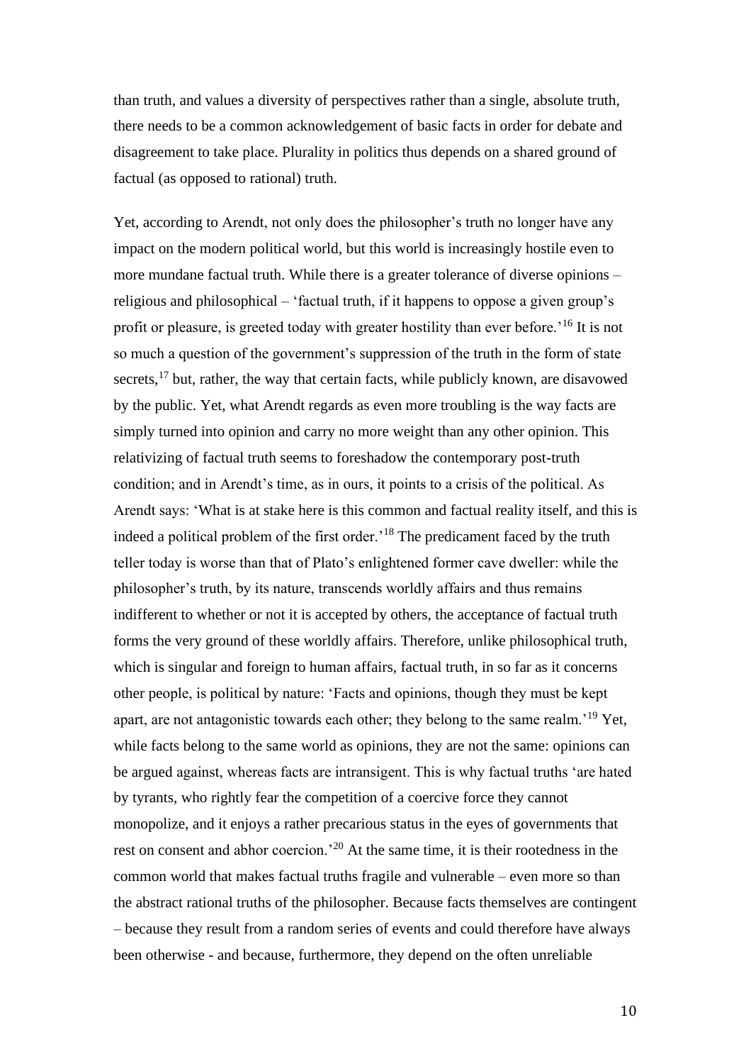than truth, and values a diversity of perspectives rather than a single, absolute truth, there needs to be a common acknowledgement of basic facts in order for debate and disagreement to take place. Plurality in politics thus depends on a shared ground of factual (as opposed to rational) truth.

Yet, according to Arendt, not only does the philosopher's truth no longer have any impact on the modern political world, but this world is increasingly hostile even to more mundane factual truth. While there is a greater tolerance of diverse opinions – religious and philosophical – 'factual truth, if it happens to oppose a given group's profit or pleasure, is greeted today with greater hostility than ever before.'[16] It is not so much a question of the government's suppression of the truth in the form of state secrets,[17] but, rather, the way that certain facts, while publicly known, are disavowed by the public. Yet, what Arendt regards as even more troubling is the way facts are simply turned into opinion and carry no more weight than any other opinion. This relativizing of factual truth seems to foreshadow the contemporary post-truth condition; and in Arendt's time, as in ours, it points to a crisis of the political. As Arendt says: 'What is at stake here is this common and factual reality itself, and this is indeed a political problem of the first order.'[18] The predicament faced by the truth teller today is worse than that of Plato's enlightened former cave dweller: while the philosopher's truth, by its nature, transcends worldly affairs and thus remains indifferent to whether or not it is accepted by others, the acceptance of factual truth forms the very ground of these worldly affairs. Therefore, unlike philosophical truth, which is singular and foreign to human affairs, factual truth, in so far as it concerns other people, is political by nature: 'Facts and opinions, though they must be kept apart, are not antagonistic towards each other; they belong to the same realm.'[19] Yet, while facts belong to the same world as opinions, they are not the same: opinions can be argued against, whereas facts are intransigent. This is why factual truths 'are hated by tyrants, who rightly fear the competition of a coercive force they cannot monopolize, and it enjoys a rather precarious status in the eyes of governments that rest on consent and abhor coercion.'[20] At the same time, it is their rootedness in the common world that makes factual truths fragile and vulnerable – even more so than the abstract rational truths of the philosopher. Because facts themselves are contingent – because they result from a random series of events and could therefore have always been otherwise - and because, furthermore, they depend on the often unreliable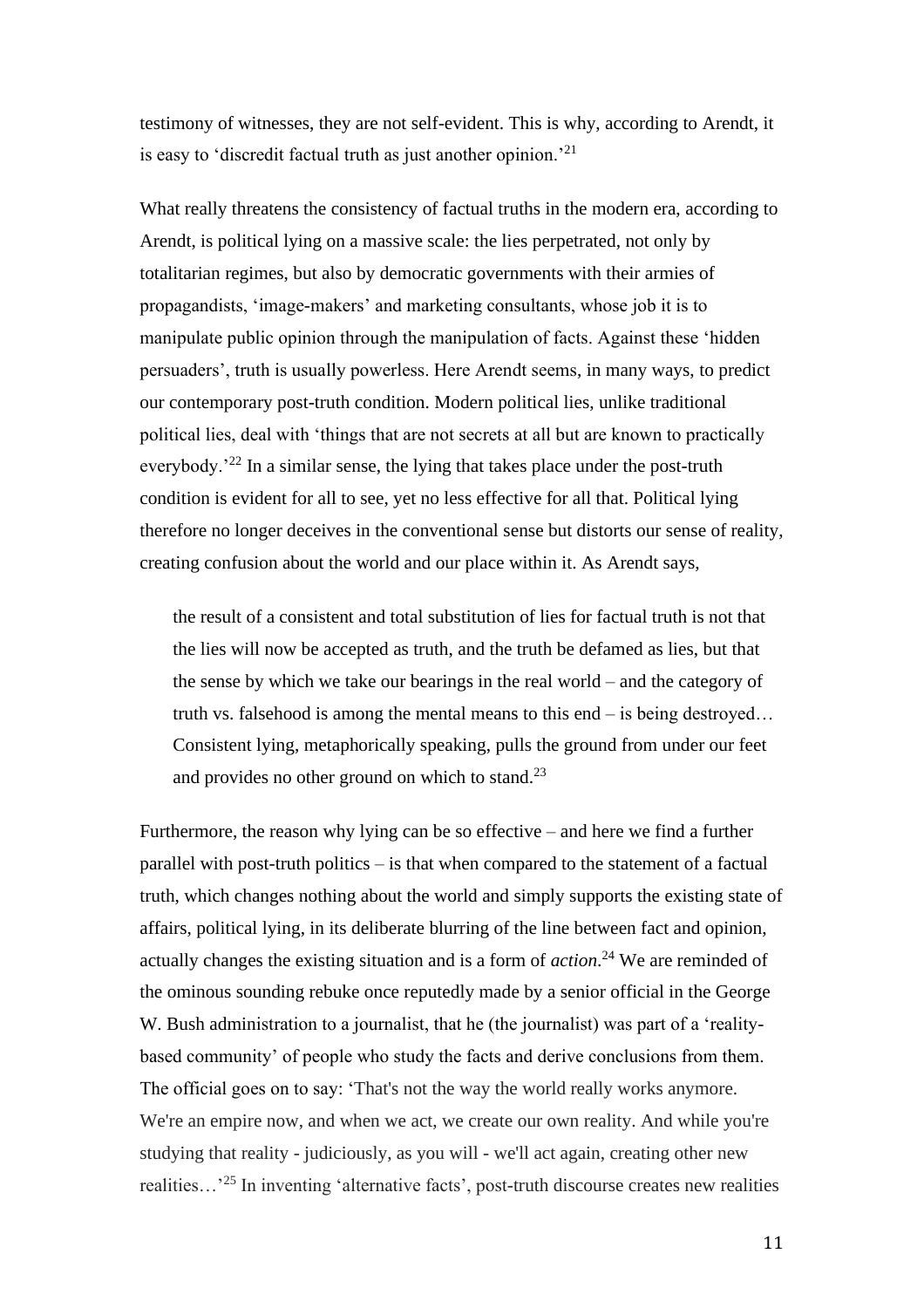testimony of witnesses, they are not self-evident. This is why, according to Arendt, it is easy to 'discredit factual truth as just another opinion.'[21]

What really threatens the consistency of factual truths in the modern era, according to Arendt, is political lying on a massive scale: the lies perpetrated, not only by totalitarian regimes, but also by democratic governments with their armies of propagandists, 'image-makers' and marketing consultants, whose job it is to manipulate public opinion through the manipulation of facts. Against these 'hidden persuaders', truth is usually powerless. Here Arendt seems, in many ways, to predict our contemporary post-truth condition. Modern political lies, unlike traditional political lies, deal with 'things that are not secrets at all but are known to practically everybody.'[22] In a similar sense, the lying that takes place under the post-truth condition is evident for all to see, yet no less effective for all that. Political lying therefore no longer deceives in the conventional sense but distorts our sense of reality, creating confusion about the world and our place within it. As Arendt says,

> the result of a consistent and total substitution of lies for factual truth is not that the lies will now be accepted as truth, and the truth be defamed as lies, but that the sense by which we take our bearings in the real world – and the category of truth vs. falsehood is among the mental means to this end – is being destroyed… Consistent lying, metaphorically speaking, pulls the ground from under our feet and provides no other ground on which to stand.[23]

Furthermore, the reason why lying can be so effective – and here we find a further parallel with post-truth politics – is that when compared to the statement of a factual truth, which changes nothing about the world and simply supports the existing state of affairs, political lying, in its deliberate blurring of the line between fact and opinion, actually changes the existing situation and is a form of *action*.[24] We are reminded of the ominous sounding rebuke once reputedly made by a senior official in the George W. Bush administration to a journalist, that he (the journalist) was part of a 'reality-based community' of people who study the facts and derive conclusions from them. The official goes on to say: 'That's not the way the world really works anymore. We're an empire now, and when we act, we create our own reality. And while you're studying that reality - judiciously, as you will - we'll act again, creating other new realities…'[25] In inventing 'alternative facts', post-truth discourse creates new realities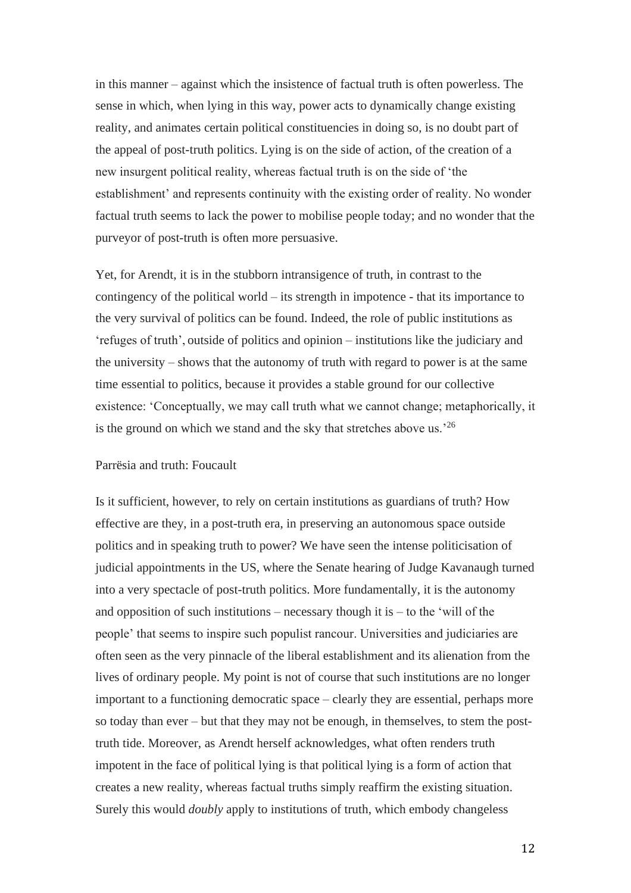in this manner – against which the insistence of factual truth is often powerless. The sense in which, when lying in this way, power acts to dynamically change existing reality, and animates certain political constituencies in doing so, is no doubt part of the appeal of post-truth politics. Lying is on the side of action, of the creation of a new insurgent political reality, whereas factual truth is on the side of 'the establishment' and represents continuity with the existing order of reality. No wonder factual truth seems to lack the power to mobilise people today; and no wonder that the purveyor of post-truth is often more persuasive.

Yet, for Arendt, it is in the stubborn intransigence of truth, in contrast to the contingency of the political world – its strength in impotence - that its importance to the very survival of politics can be found. Indeed, the role of public institutions as 'refuges of truth', outside of politics and opinion – institutions like the judiciary and the university – shows that the autonomy of truth with regard to power is at the same time essential to politics, because it provides a stable ground for our collective existence: 'Conceptually, we may call truth what we cannot change; metaphorically, it is the ground on which we stand and the sky that stretches above us.'[26]

Parrësia and truth: Foucault

Is it sufficient, however, to rely on certain institutions as guardians of truth? How effective are they, in a post-truth era, in preserving an autonomous space outside politics and in speaking truth to power? We have seen the intense politicisation of judicial appointments in the US, where the Senate hearing of Judge Kavanaugh turned into a very spectacle of post-truth politics. More fundamentally, it is the autonomy and opposition of such institutions – necessary though it is – to the 'will of the people' that seems to inspire such populist rancour. Universities and judiciaries are often seen as the very pinnacle of the liberal establishment and its alienation from the lives of ordinary people. My point is not of course that such institutions are no longer important to a functioning democratic space – clearly they are essential, perhaps more so today than ever – but that they may not be enough, in themselves, to stem the post-truth tide. Moreover, as Arendt herself acknowledges, what often renders truth impotent in the face of political lying is that political lying is a form of action that creates a new reality, whereas factual truths simply reaffirm the existing situation. Surely this would *doubly* apply to institutions of truth, which embody changeless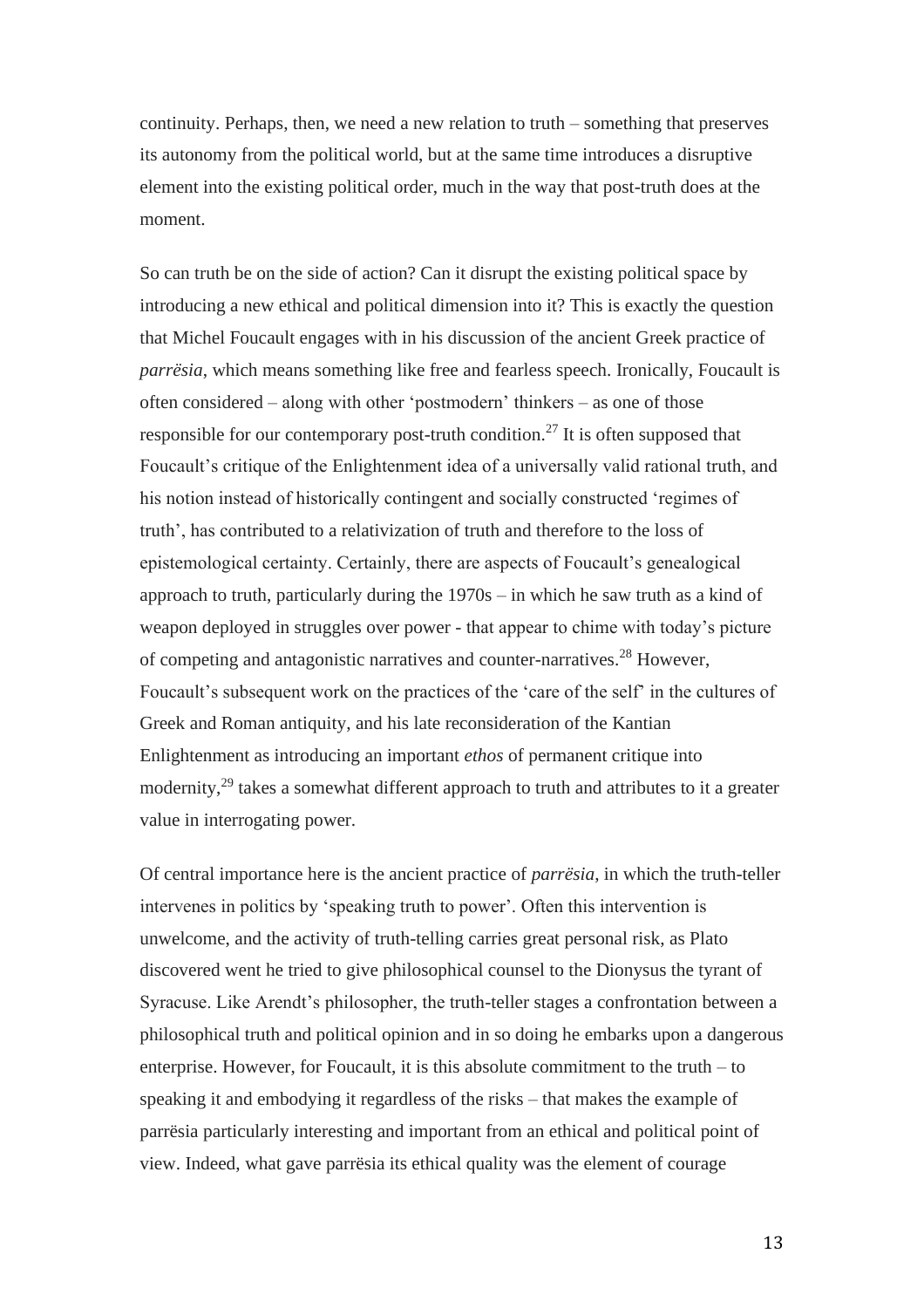continuity. Perhaps, then, we need a new relation to truth – something that preserves its autonomy from the political world, but at the same time introduces a disruptive element into the existing political order, much in the way that post-truth does at the moment.

So can truth be on the side of action? Can it disrupt the existing political space by introducing a new ethical and political dimension into it? This is exactly the question that Michel Foucault engages with in his discussion of the ancient Greek practice of *parrësia*, which means something like free and fearless speech. Ironically, Foucault is often considered – along with other 'postmodern' thinkers – as one of those responsible for our contemporary post-truth condition.[27] It is often supposed that Foucault's critique of the Enlightenment idea of a universally valid rational truth, and his notion instead of historically contingent and socially constructed 'regimes of truth', has contributed to a relativization of truth and therefore to the loss of epistemological certainty. Certainly, there are aspects of Foucault's genealogical approach to truth, particularly during the 1970s – in which he saw truth as a kind of weapon deployed in struggles over power - that appear to chime with today's picture of competing and antagonistic narratives and counter-narratives.[28] However, Foucault's subsequent work on the practices of the 'care of the self' in the cultures of Greek and Roman antiquity, and his late reconsideration of the Kantian Enlightenment as introducing an important *ethos* of permanent critique into modernity,[29] takes a somewhat different approach to truth and attributes to it a greater value in interrogating power.

Of central importance here is the ancient practice of *parrësia*, in which the truth-teller intervenes in politics by 'speaking truth to power'. Often this intervention is unwelcome, and the activity of truth-telling carries great personal risk, as Plato discovered went he tried to give philosophical counsel to the Dionysus the tyrant of Syracuse. Like Arendt's philosopher, the truth-teller stages a confrontation between a philosophical truth and political opinion and in so doing he embarks upon a dangerous enterprise. However, for Foucault, it is this absolute commitment to the truth – to speaking it and embodying it regardless of the risks – that makes the example of parrësia particularly interesting and important from an ethical and political point of view. Indeed, what gave parrësia its ethical quality was the element of courage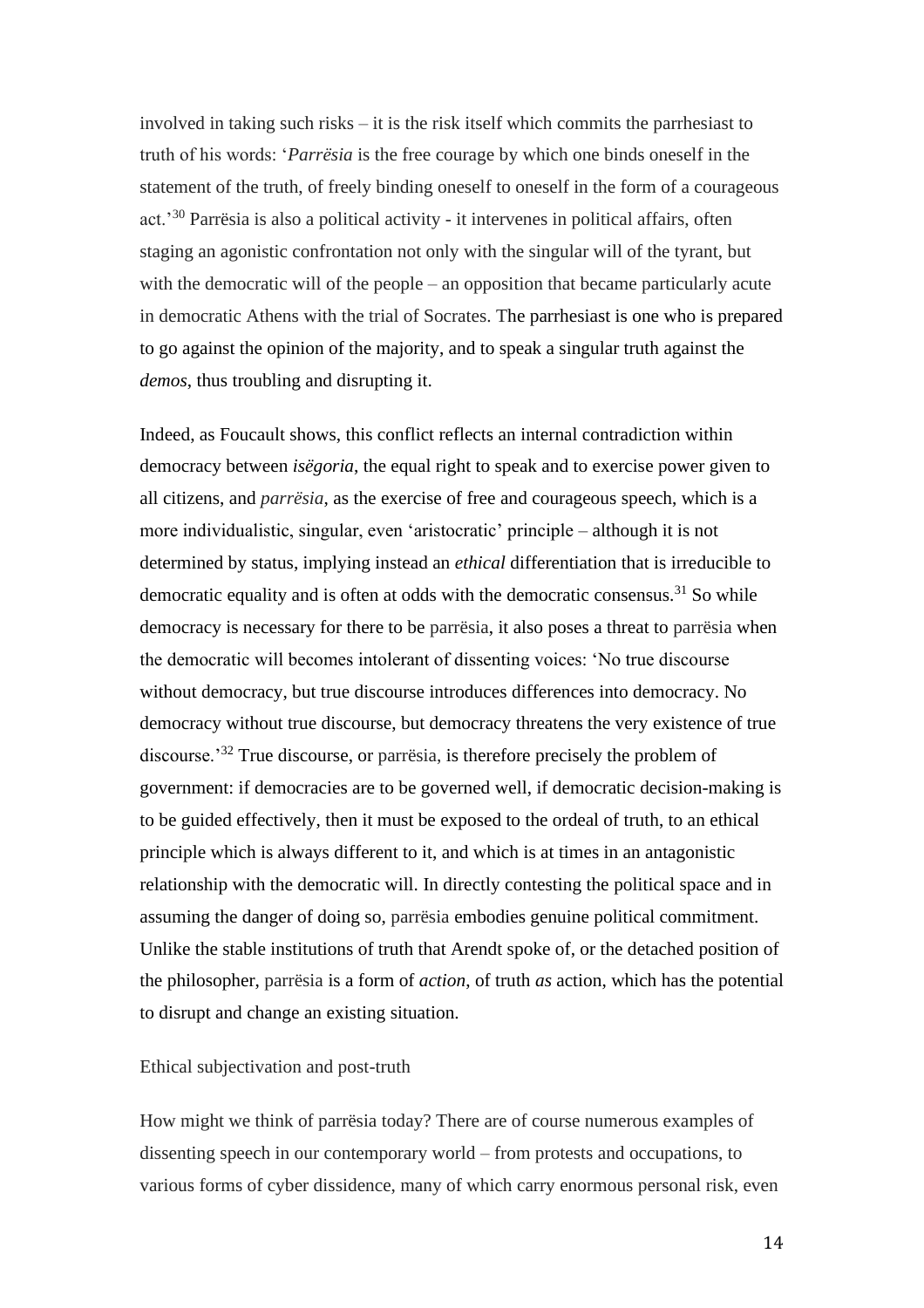involved in taking such risks – it is the risk itself which commits the parrhesiast to truth of his words: '*Parrësia* is the free courage by which one binds oneself in the statement of the truth, of freely binding oneself to oneself in the form of a courageous act.'[30] Parrësia is also a political activity - it intervenes in political affairs, often staging an agonistic confrontation not only with the singular will of the tyrant, but with the democratic will of the people – an opposition that became particularly acute in democratic Athens with the trial of Socrates. The parrhesiast is one who is prepared to go against the opinion of the majority, and to speak a singular truth against the *demos*, thus troubling and disrupting it.

Indeed, as Foucault shows, this conflict reflects an internal contradiction within democracy between *isëgoria*, the equal right to speak and to exercise power given to all citizens, and *parrësia*, as the exercise of free and courageous speech, which is a more individualistic, singular, even 'aristocratic' principle – although it is not determined by status, implying instead an *ethical* differentiation that is irreducible to democratic equality and is often at odds with the democratic consensus.[31] So while democracy is necessary for there to be parrësia, it also poses a threat to parrësia when the democratic will becomes intolerant of dissenting voices: 'No true discourse without democracy, but true discourse introduces differences into democracy. No democracy without true discourse, but democracy threatens the very existence of true discourse.'[32] True discourse, or parrësia, is therefore precisely the problem of government: if democracies are to be governed well, if democratic decision-making is to be guided effectively, then it must be exposed to the ordeal of truth, to an ethical principle which is always different to it, and which is at times in an antagonistic relationship with the democratic will. In directly contesting the political space and in assuming the danger of doing so, parrësia embodies genuine political commitment. Unlike the stable institutions of truth that Arendt spoke of, or the detached position of the philosopher, parrësia is a form of *action*, of truth *as* action, which has the potential to disrupt and change an existing situation.

## Ethical subjectivation and post-truth

How might we think of parrësia today? There are of course numerous examples of dissenting speech in our contemporary world – from protests and occupations, to various forms of cyber dissidence, many of which carry enormous personal risk, even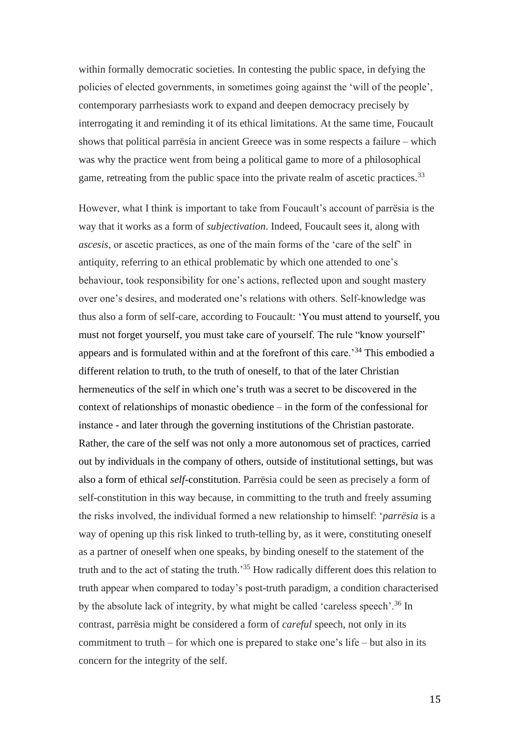within formally democratic societies. In contesting the public space, in defying the policies of elected governments, in sometimes going against the 'will of the people', contemporary parrhesiasts work to expand and deepen democracy precisely by interrogating it and reminding it of its ethical limitations. At the same time, Foucault shows that political parrësia in ancient Greece was in some respects a failure – which was why the practice went from being a political game to more of a philosophical game, retreating from the public space into the private realm of ascetic practices.[33]

However, what I think is important to take from Foucault's account of parrësia is the way that it works as a form of *subjectivation*. Indeed, Foucault sees it, along with *ascesis*, or ascetic practices, as one of the main forms of the 'care of the self' in antiquity, referring to an ethical problematic by which one attended to one's behaviour, took responsibility for one's actions, reflected upon and sought mastery over one's desires, and moderated one's relations with others. Self-knowledge was thus also a form of self-care, according to Foucault: 'You must attend to yourself, you must not forget yourself, you must take care of yourself. The rule "know yourself" appears and is formulated within and at the forefront of this care.'[34] This embodied a different relation to truth, to the truth of oneself, to that of the later Christian hermeneutics of the self in which one's truth was a secret to be discovered in the context of relationships of monastic obedience – in the form of the confessional for instance - and later through the governing institutions of the Christian pastorate. Rather, the care of the self was not only a more autonomous set of practices, carried out by individuals in the company of others, outside of institutional settings, but was also a form of ethical *self*-constitution. Parrësia could be seen as precisely a form of self-constitution in this way because, in committing to the truth and freely assuming the risks involved, the individual formed a new relationship to himself: '*parrësia* is a way of opening up this risk linked to truth-telling by, as it were, constituting oneself as a partner of oneself when one speaks, by binding oneself to the statement of the truth and to the act of stating the truth.'[35] How radically different does this relation to truth appear when compared to today's post-truth paradigm, a condition characterised by the absolute lack of integrity, by what might be called 'careless speech'.[36] In contrast, parrësia might be considered a form of *careful* speech, not only in its commitment to truth – for which one is prepared to stake one's life – but also in its concern for the integrity of the self.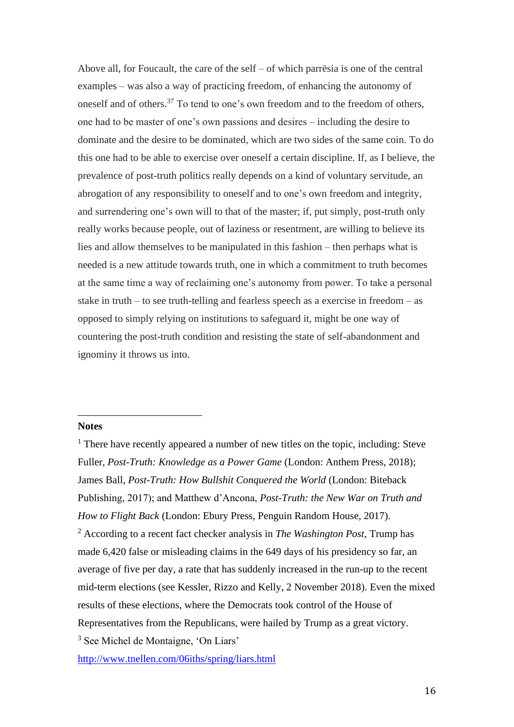Above all, for Foucault, the care of the self – of which parrësia is one of the central examples – was also a way of practicing freedom, of enhancing the autonomy of oneself and of others.[37] To tend to one's own freedom and to the freedom of others, one had to be master of one's own passions and desires – including the desire to dominate and the desire to be dominated, which are two sides of the same coin. To do this one had to be able to exercise over oneself a certain discipline. If, as I believe, the prevalence of post-truth politics really depends on a kind of voluntary servitude, an abrogation of any responsibility to oneself and to one's own freedom and integrity, and surrendering one's own will to that of the master; if, put simply, post-truth only really works because people, out of laziness or resentment, are willing to believe its lies and allow themselves to be manipulated in this fashion – then perhaps what is needed is a new attitude towards truth, one in which a commitment to truth becomes at the same time a way of reclaiming one's autonomy from power. To take a personal stake in truth – to see truth-telling and fearless speech as a exercise in freedom – as opposed to simply relying on institutions to safeguard it, might be one way of countering the post-truth condition and resisting the state of self-abandonment and ignominy it throws us into.

---

**Notes**

[1] There have recently appeared a number of new titles on the topic, including: Steve Fuller, *Post-Truth: Knowledge as a Power Game* (London: Anthem Press, 2018); James Ball, *Post-Truth: How Bullshit Conquered the World* (London: Biteback Publishing, 2017); and Matthew d'Ancona, *Post-Truth: the New War on Truth and How to Flight Back* (London: Ebury Press, Penguin Random House, 2017).

[2] According to a recent fact checker analysis in *The Washington Post*, Trump has made 6,420 false or misleading claims in the 649 days of his presidency so far, an average of five per day, a rate that has suddenly increased in the run-up to the recent mid-term elections (see Kessler, Rizzo and Kelly, 2 November 2018). Even the mixed results of these elections, where the Democrats took control of the House of Representatives from the Republicans, were hailed by Trump as a great victory.

[3] See Michel de Montaigne, 'On Liars'
http://www.tnellen.com/06iths/spring/liars.html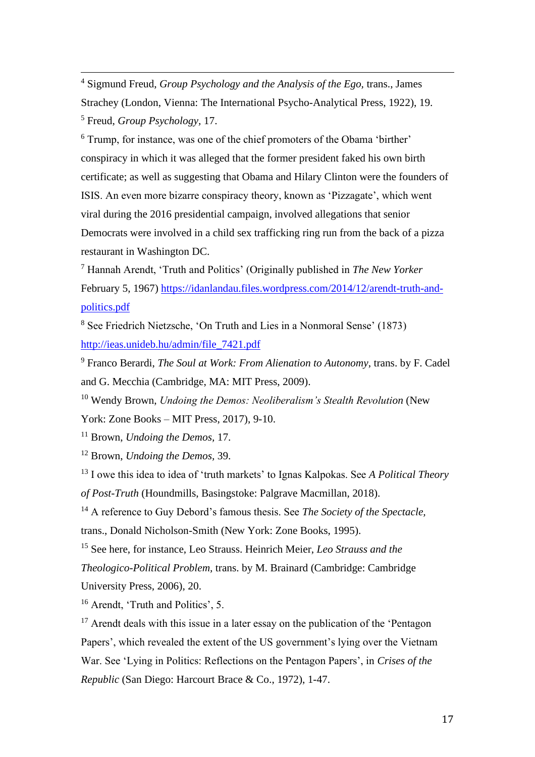[4] Sigmund Freud, *Group Psychology and the Analysis of the Ego*, trans., James Strachey (London, Vienna: The International Psycho-Analytical Press, 1922), 19.

[5] Freud, *Group Psychology*, 17.

[6] Trump, for instance, was one of the chief promoters of the Obama 'birther' conspiracy in which it was alleged that the former president faked his own birth certificate; as well as suggesting that Obama and Hilary Clinton were the founders of ISIS. An even more bizarre conspiracy theory, known as 'Pizzagate', which went viral during the 2016 presidential campaign, involved allegations that senior Democrats were involved in a child sex trafficking ring run from the back of a pizza restaurant in Washington DC.

[7] Hannah Arendt, 'Truth and Politics' (Originally published in *The New Yorker* February 5, 1967) https://idanlandau.files.wordpress.com/2014/12/arendt-truth-and-politics.pdf

[8] See Friedrich Nietzsche, 'On Truth and Lies in a Nonmoral Sense' (1873) http://ieas.unideb.hu/admin/file_7421.pdf

[9] Franco Berardi, *The Soul at Work: From Alienation to Autonomy*, trans. by F. Cadel and G. Mecchia (Cambridge, MA: MIT Press, 2009).

[10] Wendy Brown, *Undoing the Demos: Neoliberalism's Stealth Revolution* (New York: Zone Books – MIT Press, 2017), 9-10.

[11] Brown, *Undoing the Demos*, 17.

[12] Brown, *Undoing the Demos*, 39.

[13] I owe this idea to idea of 'truth markets' to Ignas Kalpokas. See *A Political Theory of Post-Truth* (Houndmills, Basingstoke: Palgrave Macmillan, 2018).

[14] A reference to Guy Debord's famous thesis. See *The Society of the Spectacle*, trans., Donald Nicholson-Smith (New York: Zone Books, 1995).

[15] See here, for instance, Leo Strauss. Heinrich Meier, *Leo Strauss and the Theologico-Political Problem*, trans. by M. Brainard (Cambridge: Cambridge University Press, 2006), 20.

[16] Arendt, 'Truth and Politics', 5.

[17] Arendt deals with this issue in a later essay on the publication of the 'Pentagon Papers', which revealed the extent of the US government's lying over the Vietnam War. See 'Lying in Politics: Reflections on the Pentagon Papers', in *Crises of the Republic* (San Diego: Harcourt Brace & Co., 1972), 1-47.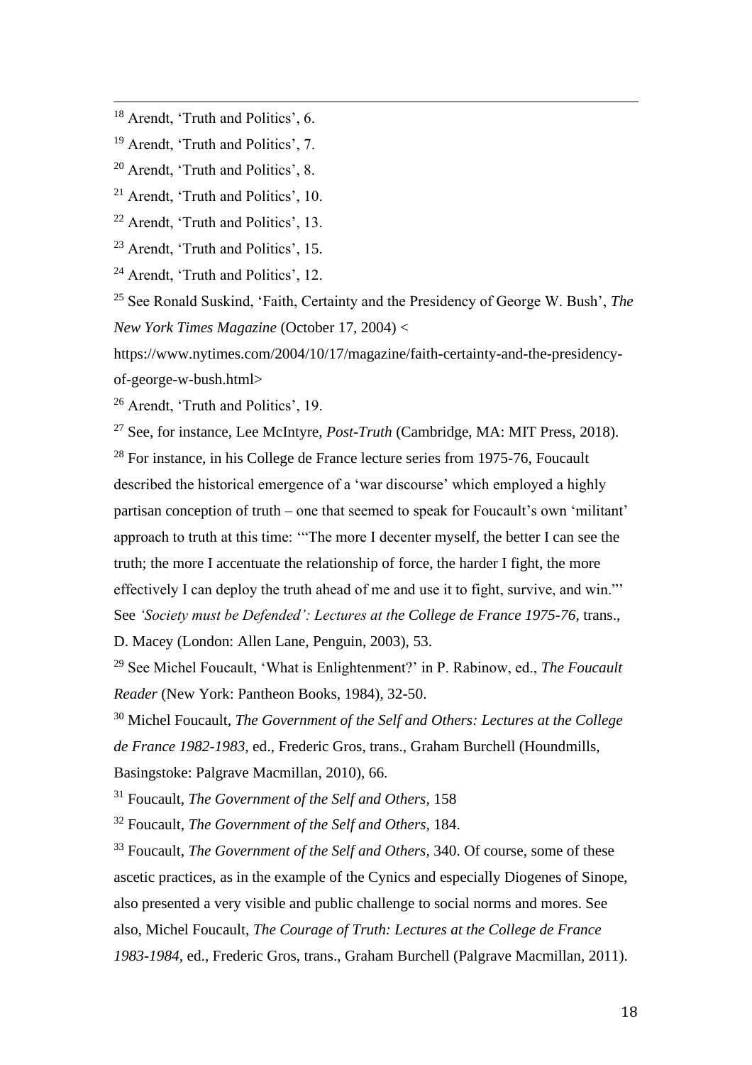[18] Arendt, 'Truth and Politics', 6.

[19] Arendt, 'Truth and Politics', 7.

[20] Arendt, 'Truth and Politics', 8.

[21] Arendt, 'Truth and Politics', 10.

[22] Arendt, 'Truth and Politics', 13.

[23] Arendt, 'Truth and Politics', 15.

[24] Arendt, 'Truth and Politics', 12.

[25] See Ronald Suskind, 'Faith, Certainty and the Presidency of George W. Bush', *The New York Times Magazine* (October 17, 2004) < https://www.nytimes.com/2004/10/17/magazine/faith-certainty-and-the-presidency-of-george-w-bush.html>

[26] Arendt, 'Truth and Politics', 19.

[27] See, for instance, Lee McIntyre, *Post-Truth* (Cambridge, MA: MIT Press, 2018).

[28] For instance, in his College de France lecture series from 1975-76, Foucault described the historical emergence of a 'war discourse' which employed a highly partisan conception of truth – one that seemed to speak for Foucault's own 'militant' approach to truth at this time: '"The more I decenter myself, the better I can see the truth; the more I accentuate the relationship of force, the harder I fight, the more effectively I can deploy the truth ahead of me and use it to fight, survive, and win."' See *'Society must be Defended': Lectures at the College de France 1975-76,* trans., D. Macey (London: Allen Lane, Penguin, 2003), 53.

[29] See Michel Foucault, 'What is Enlightenment?' in P. Rabinow, ed., *The Foucault Reader* (New York: Pantheon Books, 1984), 32-50.

[30] Michel Foucault, *The Government of the Self and Others: Lectures at the College de France 1982-1983,* ed., Frederic Gros, trans., Graham Burchell (Houndmills, Basingstoke: Palgrave Macmillan, 2010), 66.

[31] Foucault, *The Government of the Self and Others,* 158

[32] Foucault, *The Government of the Self and Others,* 184.

[33] Foucault, *The Government of the Self and Others,* 340. Of course, some of these ascetic practices, as in the example of the Cynics and especially Diogenes of Sinope, also presented a very visible and public challenge to social norms and mores. See also, Michel Foucault, *The Courage of Truth: Lectures at the College de France 1983-1984,* ed., Frederic Gros, trans., Graham Burchell (Palgrave Macmillan, 2011).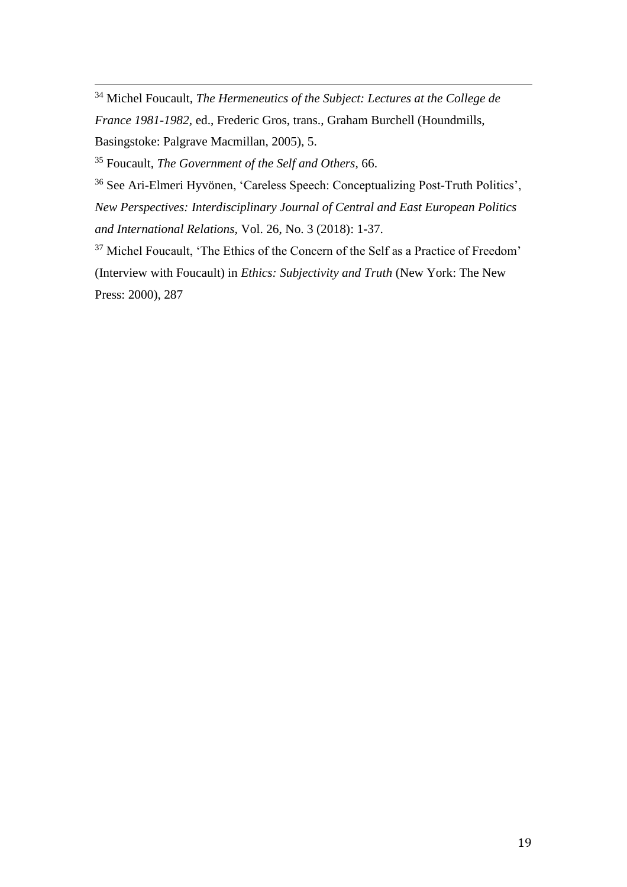[34] Michel Foucault, *The Hermeneutics of the Subject: Lectures at the College de France 1981-1982*, ed., Frederic Gros, trans., Graham Burchell (Houndmills, Basingstoke: Palgrave Macmillan, 2005), 5.

[35] Foucault, *The Government of the Self and Others*, 66.

[36] See Ari-Elmeri Hyvönen, 'Careless Speech: Conceptualizing Post-Truth Politics', *New Perspectives: Interdisciplinary Journal of Central and East European Politics and International Relations*, Vol. 26, No. 3 (2018): 1-37.

[37] Michel Foucault, 'The Ethics of the Concern of the Self as a Practice of Freedom' (Interview with Foucault) in *Ethics: Subjectivity and Truth* (New York: The New Press: 2000), 287